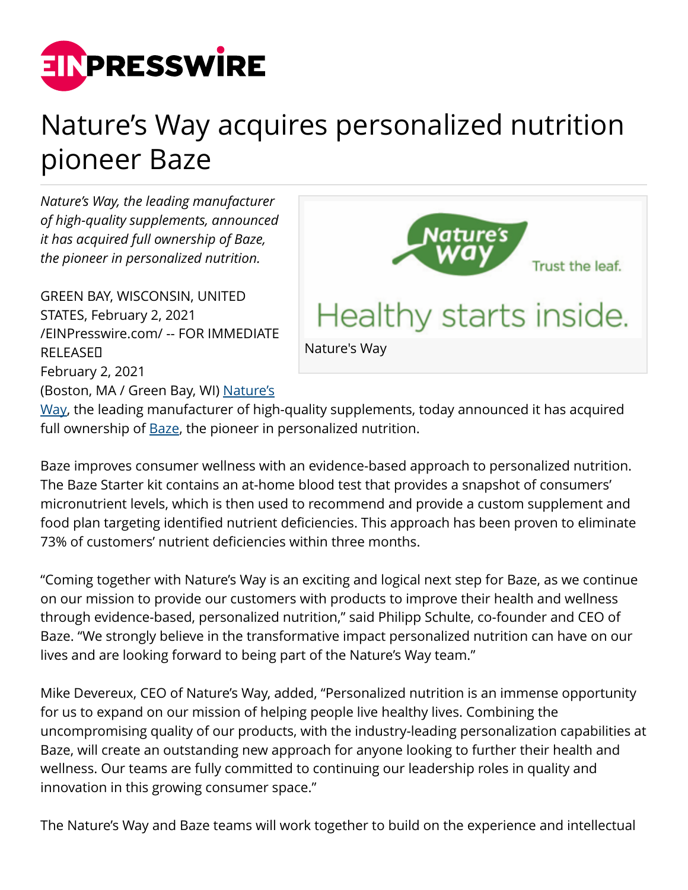# Nature's Way acquires personalized nutrition pioneer Baze

*Nature's Way, the leading manufacturer of high-quality supplements, announced it has acquired full ownership of Baze, the pioneer in personalized nutrition.*

GREEN BAY, WISCONSIN, UNITED STATES, February 2, 2021 /EINPresswire.com/ -- FOR IMMEDIATE RELEASE
February 2, 2021
(Boston, MA / Green Bay, WI) Nature's Way, the leading manufacturer of high-quality supplements, today announced it has acquired full ownership of Baze, the pioneer in personalized nutrition.

Nature's Way

Baze improves consumer wellness with an evidence-based approach to personalized nutrition. The Baze Starter kit contains an at-home blood test that provides a snapshot of consumers' micronutrient levels, which is then used to recommend and provide a custom supplement and food plan targeting identified nutrient deficiencies. This approach has been proven to eliminate 73% of customers' nutrient deficiencies within three months.

"Coming together with Nature's Way is an exciting and logical next step for Baze, as we continue on our mission to provide our customers with products to improve their health and wellness through evidence-based, personalized nutrition," said Philipp Schulte, co-founder and CEO of Baze. "We strongly believe in the transformative impact personalized nutrition can have on our lives and are looking forward to being part of the Nature's Way team."

Mike Devereux, CEO of Nature's Way, added, "Personalized nutrition is an immense opportunity for us to expand on our mission of helping people live healthy lives. Combining the uncompromising quality of our products, with the industry-leading personalization capabilities at Baze, will create an outstanding new approach for anyone looking to further their health and wellness. Our teams are fully committed to continuing our leadership roles in quality and innovation in this growing consumer space."

The Nature's Way and Baze teams will work together to build on the experience and intellectual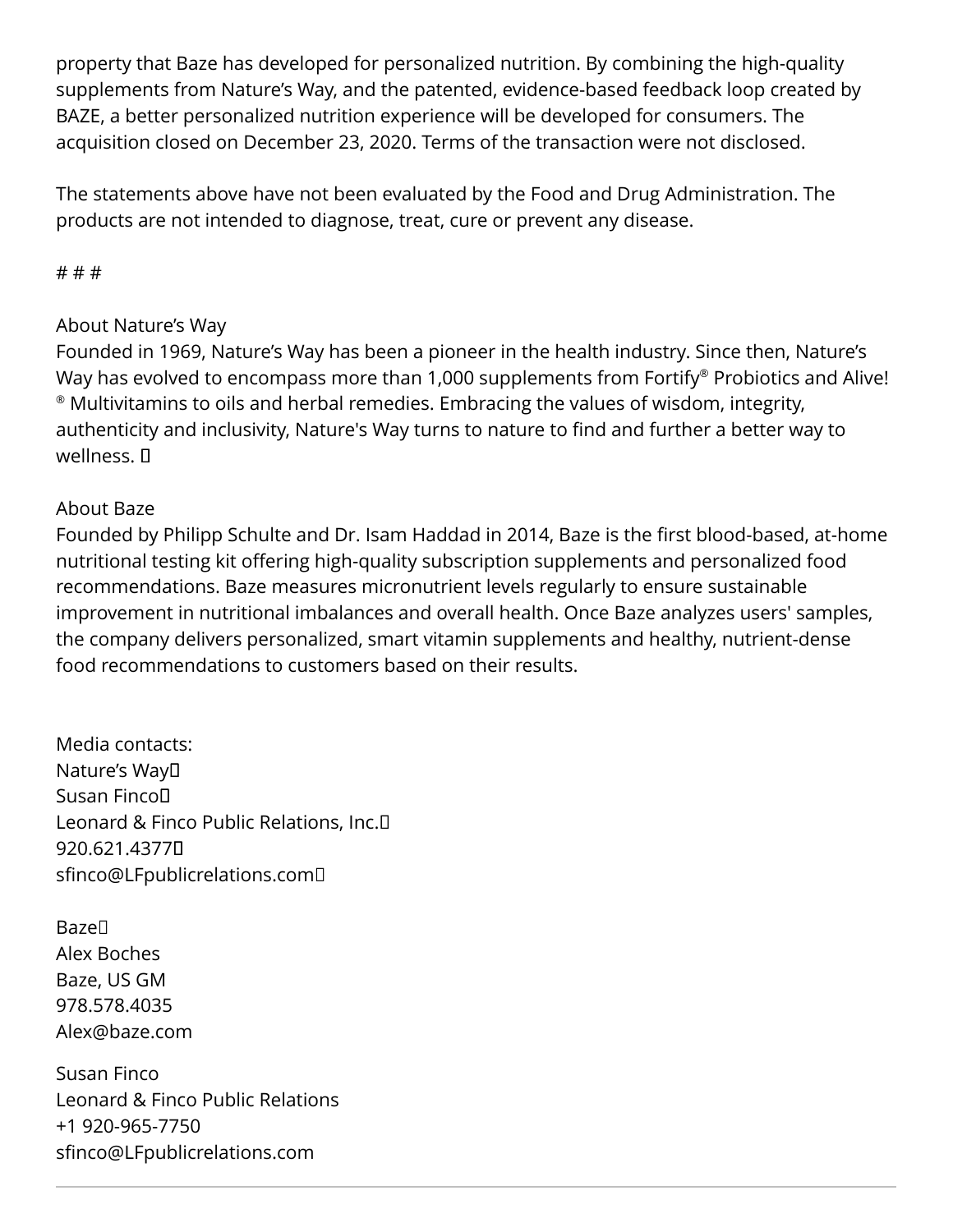property that Baze has developed for personalized nutrition. By combining the high-quality supplements from Nature's Way, and the patented, evidence-based feedback loop created by BAZE, a better personalized nutrition experience will be developed for consumers. The acquisition closed on December 23, 2020. Terms of the transaction were not disclosed.

The statements above have not been evaluated by the Food and Drug Administration. The products are not intended to diagnose, treat, cure or prevent any disease.

# # #

About Nature's Way
Founded in 1969, Nature's Way has been a pioneer in the health industry. Since then, Nature's Way has evolved to encompass more than 1,000 supplements from Fortify® Probiotics and Alive! ® Multivitamins to oils and herbal remedies. Embracing the values of wisdom, integrity, authenticity and inclusivity, Nature's Way turns to nature to find and further a better way to wellness.

About Baze
Founded by Philipp Schulte and Dr. Isam Haddad in 2014, Baze is the first blood-based, at-home nutritional testing kit offering high-quality subscription supplements and personalized food recommendations. Baze measures micronutrient levels regularly to ensure sustainable improvement in nutritional imbalances and overall health. Once Baze analyzes users' samples, the company delivers personalized, smart vitamin supplements and healthy, nutrient-dense food recommendations to customers based on their results.

Media contacts:
Nature's Way
Susan Finco
Leonard & Finco Public Relations, Inc.
920.621.4377
sfinco@LFpublicrelations.com

Baze
Alex Boches
Baze, US GM
978.578.4035
Alex@baze.com

Susan Finco
Leonard & Finco Public Relations
+1 920-965-7750
sfinco@LFpublicrelations.com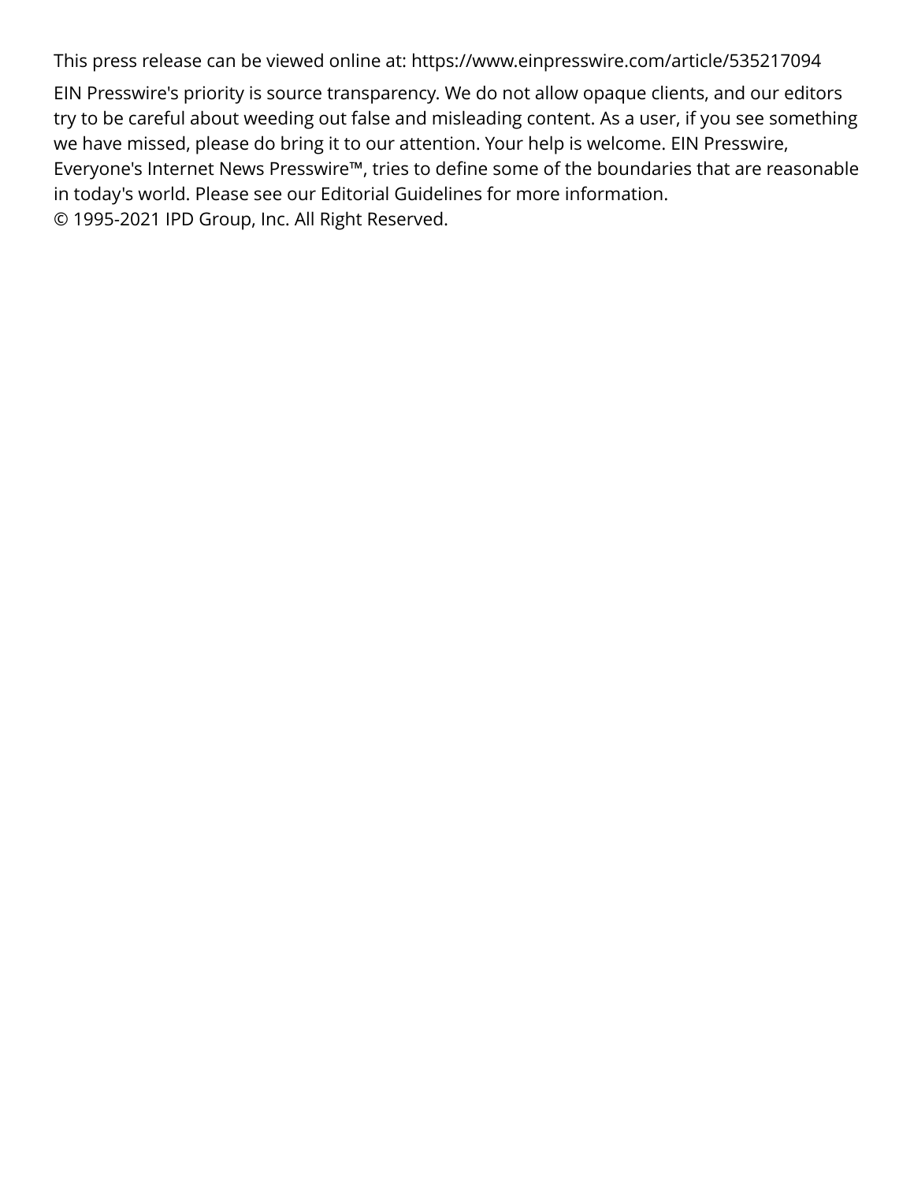This press release can be viewed online at: https://www.einpresswire.com/article/535217094

EIN Presswire's priority is source transparency. We do not allow opaque clients, and our editors try to be careful about weeding out false and misleading content. As a user, if you see something we have missed, please do bring it to our attention. Your help is welcome. EIN Presswire, Everyone's Internet News Presswire™, tries to define some of the boundaries that are reasonable in today's world. Please see our Editorial Guidelines for more information.

© 1995-2021 IPD Group, Inc. All Right Reserved.